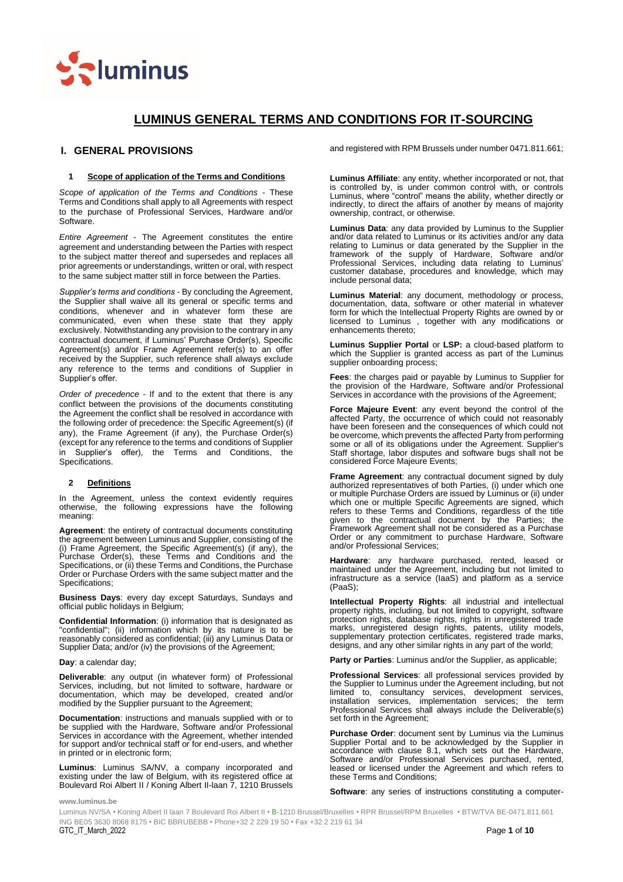# LUMINUS GENERAL TERMS AND CONDITIONS FOR IT-SOURCING

## I. GENERAL PROVISIONS

### 1 Scope of application of the Terms and Conditions

*Scope of application of the Terms and Conditions* - These Terms and Conditions shall apply to all Agreements with respect to the purchase of Professional Services, Hardware and/or Software.

*Entire Agreement* - The Agreement constitutes the entire agreement and understanding between the Parties with respect to the subject matter thereof and supersedes and replaces all prior agreements or understandings, written or oral, with respect to the same subject matter still in force between the Parties.

*Supplier's terms and conditions* - By concluding the Agreement, the Supplier shall waive all its general or specific terms and conditions, whenever and in whatever form these are communicated, even when these state that they apply exclusively. Notwithstanding any provision to the contrary in any contractual document, if Luminus' Purchase Order(s), Specific Agreement(s) and/or Frame Agreement refer(s) to an offer received by the Supplier, such reference shall always exclude any reference to the terms and conditions of Supplier in Supplier's offer.

*Order of precedence* - If and to the extent that there is any conflict between the provisions of the documents constituting the Agreement the conflict shall be resolved in accordance with the following order of precedence: the Specific Agreement(s) (if any), the Frame Agreement (if any), the Purchase Order(s) (except for any reference to the terms and conditions of Supplier in Supplier's offer), the Terms and Conditions, the Specifications.

### 2 Definitions

In the Agreement, unless the context evidently requires otherwise, the following expressions have the following meaning:

**Agreement**: the entirety of contractual documents constituting the agreement between Luminus and Supplier, consisting of the (i) Frame Agreement, the Specific Agreement(s) (if any), the Purchase Order(s), these Terms and Conditions and the Specifications, or (ii) these Terms and Conditions, the Purchase Order or Purchase Orders with the same subject matter and the Specifications;

**Business Days**: every day except Saturdays, Sundays and official public holidays in Belgium;

**Confidential Information**: (i) information that is designated as "confidential"; (ii) information which by its nature is to be reasonably considered as confidential; (iii) any Luminus Data or Supplier Data; and/or (iv) the provisions of the Agreement;

**Day**: a calendar day;

**Deliverable**: any output (in whatever form) of Professional Services, including, but not limited to software, hardware or documentation, which may be developed, created and/or modified by the Supplier pursuant to the Agreement;

**Documentation**: instructions and manuals supplied with or to be supplied with the Hardware, Software and/or Professional Services in accordance with the Agreement, whether intended for support and/or technical staff or for end-users, and whether in printed or in electronic form;

**Luminus**: Luminus SA/NV, a company incorporated and existing under the law of Belgium, with its registered office at Boulevard Roi Albert II / Koning Albert II-laan 7, 1210 Brussels and registered with RPM Brussels under number 0471.811.661;

**Luminus Affiliate**: any entity, whether incorporated or not, that is controlled by, is under common control with, or controls Luminus, where "control" means the ability, whether directly or indirectly, to direct the affairs of another by means of majority ownership, contract, or otherwise.

**Luminus Data**: any data provided by Luminus to the Supplier and/or data related to Luminus or its activities and/or any data relating to Luminus or data generated by the Supplier in the framework of the supply of Hardware, Software and/or Professional Services, including data relating to Luminus' customer database, procedures and knowledge, which may include personal data;

**Luminus Material**: any document, methodology or process, documentation, data, software or other material in whatever form for which the Intellectual Property Rights are owned by or licensed to Luminus , together with any modifications or enhancements thereto;

**Luminus Supplier Portal** or **LSP:** a cloud-based platform to which the Supplier is granted access as part of the Luminus supplier onboarding process;

**Fees**: the charges paid or payable by Luminus to Supplier for the provision of the Hardware, Software and/or Professional Services in accordance with the provisions of the Agreement;

**Force Majeure Event**: any event beyond the control of the affected Party, the occurrence of which could not reasonably have been foreseen and the consequences of which could not be overcome, which prevents the affected Party from performing some or all of its obligations under the Agreement. Supplier's Staff shortage, labor disputes and software bugs shall not be considered Force Majeure Events;

**Frame Agreement**: any contractual document signed by duly authorized representatives of both Parties, (i) under which one or multiple Purchase Orders are issued by Luminus or (ii) under which one or multiple Specific Agreements are signed, which refers to these Terms and Conditions, regardless of the title given to the contractual document by the Parties; the Framework Agreement shall not be considered as a Purchase Order or any commitment to purchase Hardware, Software and/or Professional Services;

**Hardware**: any hardware purchased, rented, leased or maintained under the Agreement, including but not limited to infrastructure as a service (IaaS) and platform as a service (PaaS);

**Intellectual Property Rights**: all industrial and intellectual property rights, including, but not limited to copyright, software protection rights, database rights, rights in unregistered trade marks, unregistered design rights, patents, utility models, supplementary protection certificates, registered trade marks, designs, and any other similar rights in any part of the world;

**Party or Parties**: Luminus and/or the Supplier, as applicable;

**Professional Services**: all professional services provided by the Supplier to Luminus under the Agreement including, but not limited to, consultancy services, development services, installation services, implementation services; the term Professional Services shall always include the Deliverable(s) set forth in the Agreement;

**Purchase Order**: document sent by Luminus via the Luminus Supplier Portal and to be acknowledged by the Supplier in accordance with clause 8.1, which sets out the Hardware, Software and/or Professional Services purchased, rented, leased or licensed under the Agreement and which refers to these Terms and Conditions;

**Software**: any series of instructions constituting a computer-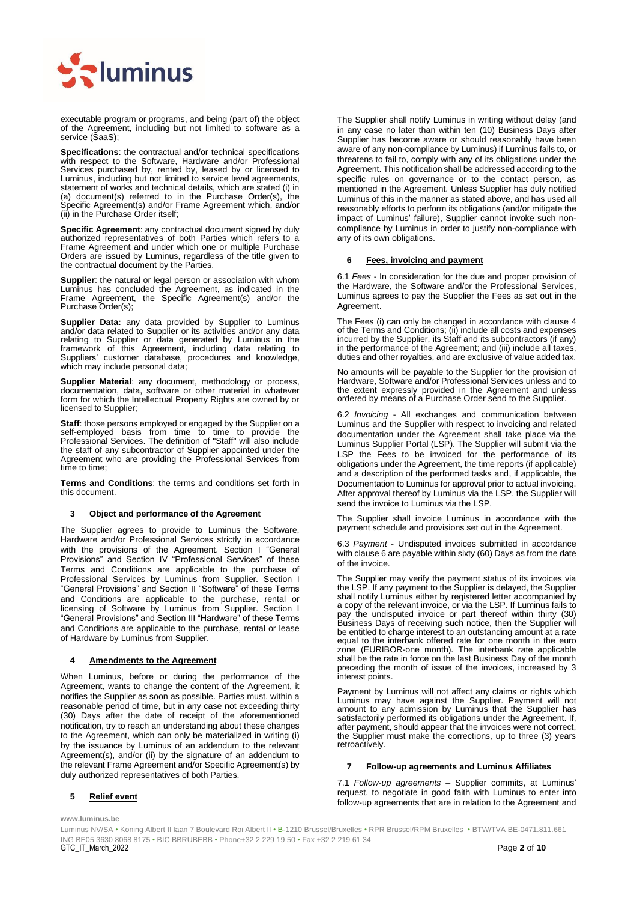executable program or programs, and being (part of) the object of the Agreement, including but not limited to software as a service (SaaS);

**Specifications**: the contractual and/or technical specifications with respect to the Software, Hardware and/or Professional Services purchased by, rented by, leased by or licensed to Luminus, including but not limited to service level agreements, statement of works and technical details, which are stated (i) in (a) document(s) referred to in the Purchase Order(s), the Specific Agreement(s) and/or Frame Agreement which, and/or (ii) in the Purchase Order itself;

**Specific Agreement**: any contractual document signed by duly authorized representatives of both Parties which refers to a Frame Agreement and under which one or multiple Purchase Orders are issued by Luminus, regardless of the title given to the contractual document by the Parties.

**Supplier**: the natural or legal person or association with whom Luminus has concluded the Agreement, as indicated in the Frame Agreement, the Specific Agreement(s) and/or the Purchase Order(s);

**Supplier Data:** any data provided by Supplier to Luminus and/or data related to Supplier or its activities and/or any data relating to Supplier or data generated by Luminus in the framework of this Agreement, including data relating to Suppliers' customer database, procedures and knowledge, which may include personal data;

**Supplier Material**: any document, methodology or process, documentation, data, software or other material in whatever form for which the Intellectual Property Rights are owned by or licensed to Supplier;

**Staff**: those persons employed or engaged by the Supplier on a self-employed basis from time to time to provide the Professional Services. The definition of "Staff" will also include the staff of any subcontractor of Supplier appointed under the Agreement who are providing the Professional Services from time to time;

**Terms and Conditions**: the terms and conditions set forth in this document.

## 3 Object and performance of the Agreement

The Supplier agrees to provide to Luminus the Software, Hardware and/or Professional Services strictly in accordance with the provisions of the Agreement. Section I "General Provisions" and Section IV "Professional Services" of these Terms and Conditions are applicable to the purchase of Professional Services by Luminus from Supplier. Section I "General Provisions" and Section II "Software" of these Terms and Conditions are applicable to the purchase, rental or licensing of Software by Luminus from Supplier. Section I "General Provisions" and Section III "Hardware" of these Terms and Conditions are applicable to the purchase, rental or lease of Hardware by Luminus from Supplier.

## 4 Amendments to the Agreement

When Luminus, before or during the performance of the Agreement, wants to change the content of the Agreement, it notifies the Supplier as soon as possible. Parties must, within a reasonable period of time, but in any case not exceeding thirty (30) Days after the date of receipt of the aforementioned notification, try to reach an understanding about these changes to the Agreement, which can only be materialized in writing (i) by the issuance by Luminus of an addendum to the relevant Agreement(s), and/or (ii) by the signature of an addendum to the relevant Frame Agreement and/or Specific Agreement(s) by duly authorized representatives of both Parties.

## 5 Relief event

The Supplier shall notify Luminus in writing without delay (and in any case no later than within ten (10) Business Days after Supplier has become aware or should reasonably have been aware of any non-compliance by Luminus) if Luminus fails to, or threatens to fail to, comply with any of its obligations under the Agreement. This notification shall be addressed according to the specific rules on governance or to the contact person, as mentioned in the Agreement. Unless Supplier has duly notified Luminus of this in the manner as stated above, and has used all reasonably efforts to perform its obligations (and/or mitigate the impact of Luminus' failure), Supplier cannot invoke such non-compliance by Luminus in order to justify non-compliance with any of its own obligations.

## 6 Fees, invoicing and payment

6.1 *Fees* - In consideration for the due and proper provision of the Hardware, the Software and/or the Professional Services, Luminus agrees to pay the Supplier the Fees as set out in the Agreement.

The Fees (i) can only be changed in accordance with clause 4 of the Terms and Conditions; (ii) include all costs and expenses incurred by the Supplier, its Staff and its subcontractors (if any) in the performance of the Agreement; and (iii) include all taxes, duties and other royalties, and are exclusive of value added tax.

No amounts will be payable to the Supplier for the provision of Hardware, Software and/or Professional Services unless and to the extent expressly provided in the Agreement and unless ordered by means of a Purchase Order send to the Supplier.

6.2 *Invoicing* - All exchanges and communication between Luminus and the Supplier with respect to invoicing and related documentation under the Agreement shall take place via the Luminus Supplier Portal (LSP). The Supplier will submit via the LSP the Fees to be invoiced for the performance of its obligations under the Agreement, the time reports (if applicable) and a description of the performed tasks and, if applicable, the Documentation to Luminus for approval prior to actual invoicing. After approval thereof by Luminus via the LSP, the Supplier will send the invoice to Luminus via the LSP.

The Supplier shall invoice Luminus in accordance with the payment schedule and provisions set out in the Agreement.

6.3 *Payment* - Undisputed invoices submitted in accordance with clause 6 are payable within sixty (60) Days as from the date of the invoice.

The Supplier may verify the payment status of its invoices via the LSP. If any payment to the Supplier is delayed, the Supplier shall notify Luminus either by registered letter accompanied by a copy of the relevant invoice, or via the LSP. If Luminus fails to pay the undisputed invoice or part thereof within thirty (30) Business Days of receiving such notice, then the Supplier will be entitled to charge interest to an outstanding amount at a rate equal to the interbank offered rate for one month in the euro zone (EURIBOR-one month). The interbank rate applicable shall be the rate in force on the last Business Day of the month preceding the month of issue of the invoices, increased by 3 interest points.

Payment by Luminus will not affect any claims or rights which Luminus may have against the Supplier. Payment will not amount to any admission by Luminus that the Supplier has satisfactorily performed its obligations under the Agreement. If, after payment, should appear that the invoices were not correct, the Supplier must make the corrections, up to three (3) years retroactively.

## 7 Follow-up agreements and Luminus Affiliates

7.1 *Follow-up agreements* – Supplier commits, at Luminus' request, to negotiate in good faith with Luminus to enter into follow-up agreements that are in relation to the Agreement and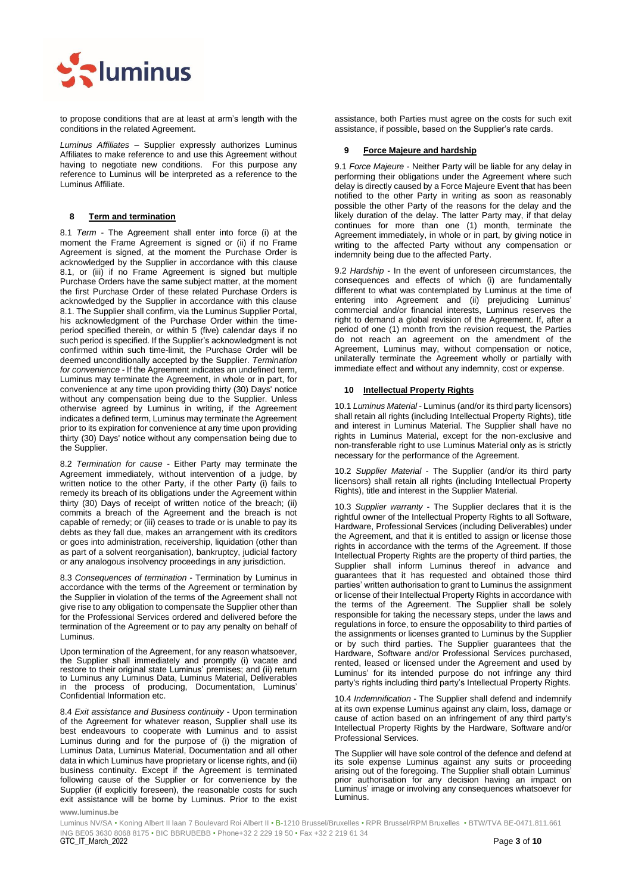to propose conditions that are at least at arm's length with the conditions in the related Agreement.

*Luminus Affiliates* – Supplier expressly authorizes Luminus Affiliates to make reference to and use this Agreement without having to negotiate new conditions. For this purpose any reference to Luminus will be interpreted as a reference to the Luminus Affiliate.

## 8 Term and termination

8.1 *Term* - The Agreement shall enter into force (i) at the moment the Frame Agreement is signed or (ii) if no Frame Agreement is signed, at the moment the Purchase Order is acknowledged by the Supplier in accordance with this clause 8.1, or (iii) if no Frame Agreement is signed but multiple Purchase Orders have the same subject matter, at the moment the first Purchase Order of these related Purchase Orders is acknowledged by the Supplier in accordance with this clause 8.1. The Supplier shall confirm, via the Luminus Supplier Portal, his acknowledgment of the Purchase Order within the time-period specified therein, or within 5 (five) calendar days if no such period is specified. If the Supplier's acknowledgment is not confirmed within such time-limit, the Purchase Order will be deemed unconditionally accepted by the Supplier. *Termination for convenience* - If the Agreement indicates an undefined term, Luminus may terminate the Agreement, in whole or in part, for convenience at any time upon providing thirty (30) Days' notice without any compensation being due to the Supplier. Unless otherwise agreed by Luminus in writing, if the Agreement indicates a defined term, Luminus may terminate the Agreement prior to its expiration for convenience at any time upon providing thirty (30) Days' notice without any compensation being due to the Supplier.

8.2 *Termination for cause* - Either Party may terminate the Agreement immediately, without intervention of a judge, by written notice to the other Party, if the other Party (i) fails to remedy its breach of its obligations under the Agreement within thirty (30) Days of receipt of written notice of the breach; (ii) commits a breach of the Agreement and the breach is not capable of remedy; or (iii) ceases to trade or is unable to pay its debts as they fall due, makes an arrangement with its creditors or goes into administration, receivership, liquidation (other than as part of a solvent reorganisation), bankruptcy, judicial factory or any analogous insolvency proceedings in any jurisdiction.

8.3 *Consequences of termination* - Termination by Luminus in accordance with the terms of the Agreement or termination by the Supplier in violation of the terms of the Agreement shall not give rise to any obligation to compensate the Supplier other than for the Professional Services ordered and delivered before the termination of the Agreement or to pay any penalty on behalf of Luminus.

Upon termination of the Agreement, for any reason whatsoever, the Supplier shall immediately and promptly (i) vacate and restore to their original state Luminus' premises; and (ii) return to Luminus any Luminus Data, Luminus Material, Deliverables in the process of producing, Documentation, Luminus' Confidential Information etc.

8.4 *Exit assistance and Business continuity* - Upon termination of the Agreement for whatever reason, Supplier shall use its best endeavours to cooperate with Luminus and to assist Luminus during and for the purpose of (i) the migration of Luminus Data, Luminus Material, Documentation and all other data in which Luminus have proprietary or license rights, and (ii) business continuity. Except if the Agreement is terminated following cause of the Supplier or for convenience by the Supplier (if explicitly foreseen), the reasonable costs for such exit assistance will be borne by Luminus. Prior to the exist assistance, both Parties must agree on the costs for such exit assistance, if possible, based on the Supplier's rate cards.

## 9 Force Majeure and hardship

9.1 *Force Majeure* - Neither Party will be liable for any delay in performing their obligations under the Agreement where such delay is directly caused by a Force Majeure Event that has been notified to the other Party in writing as soon as reasonably possible the other Party of the reasons for the delay and the likely duration of the delay. The latter Party may, if that delay continues for more than one (1) month, terminate the Agreement immediately, in whole or in part, by giving notice in writing to the affected Party without any compensation or indemnity being due to the affected Party.

9.2 *Hardship* - In the event of unforeseen circumstances, the consequences and effects of which (i) are fundamentally different to what was contemplated by Luminus at the time of entering into Agreement and (ii) prejudicing Luminus' commercial and/or financial interests, Luminus reserves the right to demand a global revision of the Agreement. If, after a period of one (1) month from the revision request, the Parties do not reach an agreement on the amendment of the Agreement, Luminus may, without compensation or notice, unilaterally terminate the Agreement wholly or partially with immediate effect and without any indemnity, cost or expense.

## 10 Intellectual Property Rights

10.1 *Luminus Material* - Luminus (and/or its third party licensors) shall retain all rights (including Intellectual Property Rights), title and interest in Luminus Material. The Supplier shall have no rights in Luminus Material, except for the non-exclusive and non-transferable right to use Luminus Material only as is strictly necessary for the performance of the Agreement.

10.2 *Supplier Material* - The Supplier (and/or its third party licensors) shall retain all rights (including Intellectual Property Rights), title and interest in the Supplier Material.

10.3 *Supplier warranty* - The Supplier declares that it is the rightful owner of the Intellectual Property Rights to all Software, Hardware, Professional Services (including Deliverables) under the Agreement, and that it is entitled to assign or license those rights in accordance with the terms of the Agreement. If those Intellectual Property Rights are the property of third parties, the Supplier shall inform Luminus thereof in advance and guarantees that it has requested and obtained those third parties' written authorisation to grant to Luminus the assignment or license of their Intellectual Property Rights in accordance with the terms of the Agreement. The Supplier shall be solely responsible for taking the necessary steps, under the laws and regulations in force, to ensure the opposability to third parties of the assignments or licenses granted to Luminus by the Supplier or by such third parties. The Supplier guarantees that the Hardware, Software and/or Professional Services purchased, rented, leased or licensed under the Agreement and used by Luminus' for its intended purpose do not infringe any third party's rights including third party's Intellectual Property Rights.

10.4 *Indemnification* - The Supplier shall defend and indemnify at its own expense Luminus against any claim, loss, damage or cause of action based on an infringement of any third party's Intellectual Property Rights by the Hardware, Software and/or Professional Services.

The Supplier will have sole control of the defence and defend at its sole expense Luminus against any suits or proceeding arising out of the foregoing. The Supplier shall obtain Luminus' prior authorisation for any decision having an impact on Luminus' image or involving any consequences whatsoever for Luminus.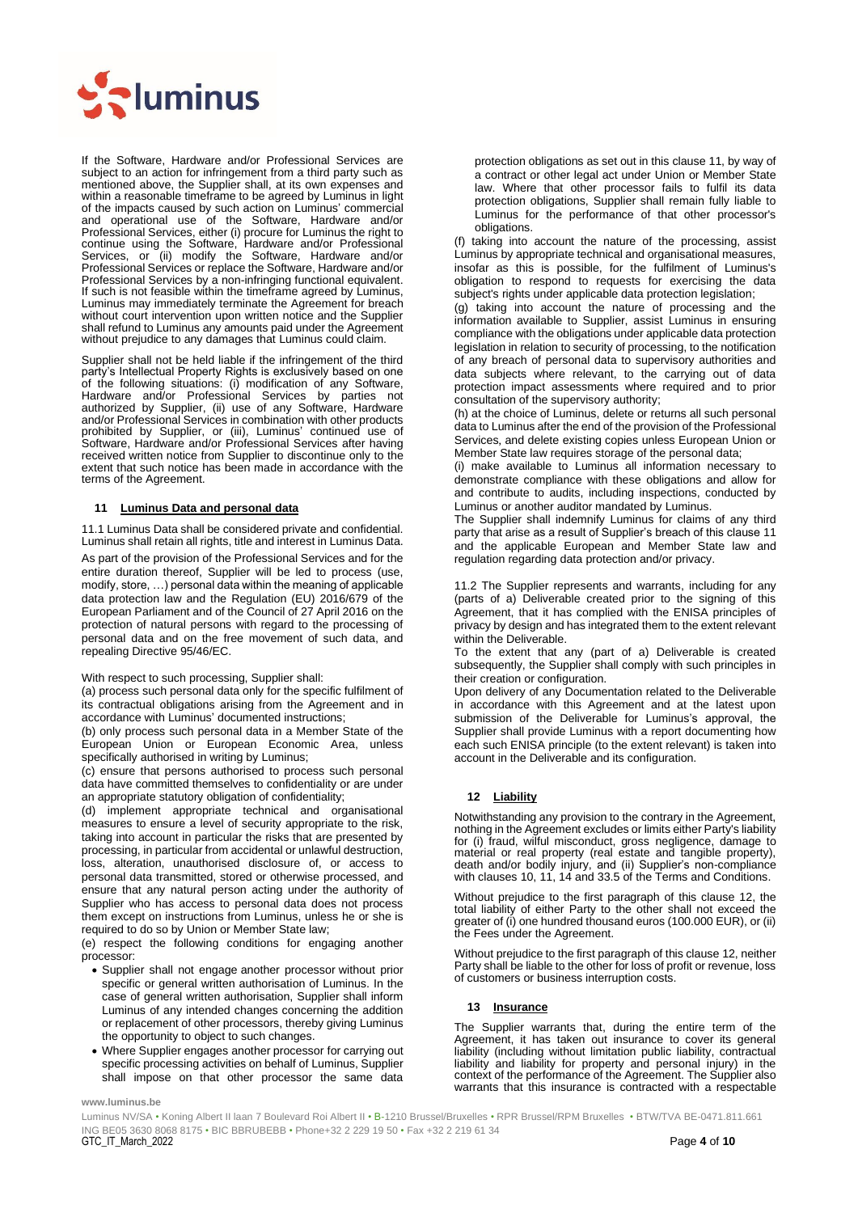If the Software, Hardware and/or Professional Services are subject to an action for infringement from a third party such as mentioned above, the Supplier shall, at its own expenses and within a reasonable timeframe to be agreed by Luminus in light of the impacts caused by such action on Luminus' commercial and operational use of the Software, Hardware and/or Professional Services, either (i) procure for Luminus the right to continue using the Software, Hardware and/or Professional Services, or (ii) modify the Software, Hardware and/or Professional Services or replace the Software, Hardware and/or Professional Services by a non-infringing functional equivalent. If such is not feasible within the timeframe agreed by Luminus, Luminus may immediately terminate the Agreement for breach without court intervention upon written notice and the Supplier shall refund to Luminus any amounts paid under the Agreement without prejudice to any damages that Luminus could claim.

Supplier shall not be held liable if the infringement of the third party's Intellectual Property Rights is exclusively based on one of the following situations: (i) modification of any Software, Hardware and/or Professional Services by parties not authorized by Supplier, (ii) use of any Software, Hardware and/or Professional Services in combination with other products prohibited by Supplier, or (iii), Luminus' continued use of Software, Hardware and/or Professional Services after having received written notice from Supplier to discontinue only to the extent that such notice has been made in accordance with the terms of the Agreement.

## 11 Luminus Data and personal data

11.1 Luminus Data shall be considered private and confidential. Luminus shall retain all rights, title and interest in Luminus Data.

As part of the provision of the Professional Services and for the entire duration thereof, Supplier will be led to process (use, modify, store, …) personal data within the meaning of applicable data protection law and the Regulation (EU) 2016/679 of the European Parliament and of the Council of 27 April 2016 on the protection of natural persons with regard to the processing of personal data and on the free movement of such data, and repealing Directive 95/46/EC.

With respect to such processing, Supplier shall:

(a) process such personal data only for the specific fulfilment of its contractual obligations arising from the Agreement and in accordance with Luminus' documented instructions;

(b) only process such personal data in a Member State of the European Union or European Economic Area, unless specifically authorised in writing by Luminus;

(c) ensure that persons authorised to process such personal data have committed themselves to confidentiality or are under an appropriate statutory obligation of confidentiality;

(d) implement appropriate technical and organisational measures to ensure a level of security appropriate to the risk, taking into account in particular the risks that are presented by processing, in particular from accidental or unlawful destruction, loss, alteration, unauthorised disclosure of, or access to personal data transmitted, stored or otherwise processed, and ensure that any natural person acting under the authority of Supplier who has access to personal data does not process them except on instructions from Luminus, unless he or she is required to do so by Union or Member State law;

(e) respect the following conditions for engaging another processor:

- Supplier shall not engage another processor without prior specific or general written authorisation of Luminus. In the case of general written authorisation, Supplier shall inform Luminus of any intended changes concerning the addition or replacement of other processors, thereby giving Luminus the opportunity to object to such changes.
- Where Supplier engages another processor for carrying out specific processing activities on behalf of Luminus, Supplier shall impose on that other processor the same data protection obligations as set out in this clause 11, by way of a contract or other legal act under Union or Member State law. Where that other processor fails to fulfil its data protection obligations, Supplier shall remain fully liable to Luminus for the performance of that other processor's obligations.

(f) taking into account the nature of the processing, assist Luminus by appropriate technical and organisational measures, insofar as this is possible, for the fulfilment of Luminus's obligation to respond to requests for exercising the data subject's rights under applicable data protection legislation;

(g) taking into account the nature of processing and the information available to Supplier, assist Luminus in ensuring compliance with the obligations under applicable data protection legislation in relation to security of processing, to the notification of any breach of personal data to supervisory authorities and data subjects where relevant, to the carrying out of data protection impact assessments where required and to prior consultation of the supervisory authority;

(h) at the choice of Luminus, delete or returns all such personal data to Luminus after the end of the provision of the Professional Services, and delete existing copies unless European Union or Member State law requires storage of the personal data;

(i) make available to Luminus all information necessary to demonstrate compliance with these obligations and allow for and contribute to audits, including inspections, conducted by Luminus or another auditor mandated by Luminus.

The Supplier shall indemnify Luminus for claims of any third party that arise as a result of Supplier's breach of this clause 11 and the applicable European and Member State law and regulation regarding data protection and/or privacy.

11.2 The Supplier represents and warrants, including for any (parts of a) Deliverable created prior to the signing of this Agreement, that it has complied with the ENISA principles of privacy by design and has integrated them to the extent relevant within the Deliverable.

To the extent that any (part of a) Deliverable is created subsequently, the Supplier shall comply with such principles in their creation or configuration.

Upon delivery of any Documentation related to the Deliverable in accordance with this Agreement and at the latest upon submission of the Deliverable for Luminus's approval, the Supplier shall provide Luminus with a report documenting how each such ENISA principle (to the extent relevant) is taken into account in the Deliverable and its configuration.

## 12 Liability

Notwithstanding any provision to the contrary in the Agreement, nothing in the Agreement excludes or limits either Party's liability for (i) fraud, wilful misconduct, gross negligence, damage to material or real property (real estate and tangible property), death and/or bodily injury, and (ii) Supplier's non-compliance with clauses 10, 11, 14 and 33.5 of the Terms and Conditions.

Without prejudice to the first paragraph of this clause 12, the total liability of either Party to the other shall not exceed the greater of (i) one hundred thousand euros (100.000 EUR), or (ii) the Fees under the Agreement.

Without prejudice to the first paragraph of this clause 12, neither Party shall be liable to the other for loss of profit or revenue, loss of customers or business interruption costs.

## 13 Insurance

The Supplier warrants that, during the entire term of the Agreement, it has taken out insurance to cover its general liability (including without limitation public liability, contractual liability and liability for property and personal injury) in the context of the performance of the Agreement. The Supplier also warrants that this insurance is contracted with a respectable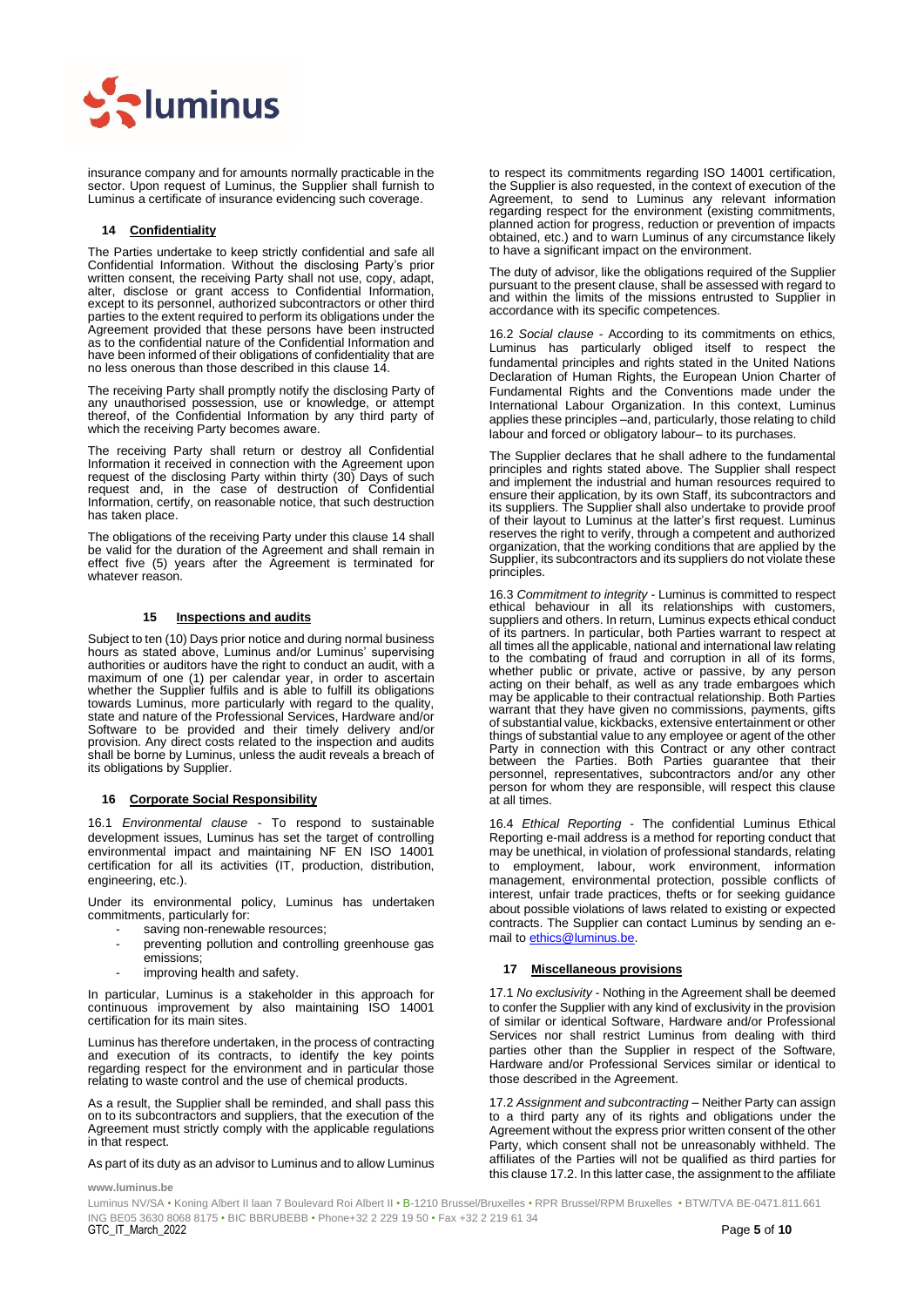insurance company and for amounts normally practicable in the sector. Upon request of Luminus, the Supplier shall furnish to Luminus a certificate of insurance evidencing such coverage.

## 14 Confidentiality

The Parties undertake to keep strictly confidential and safe all Confidential Information. Without the disclosing Party's prior written consent, the receiving Party shall not use, copy, adapt, alter, disclose or grant access to Confidential Information, except to its personnel, authorized subcontractors or other third parties to the extent required to perform its obligations under the Agreement provided that these persons have been instructed as to the confidential nature of the Confidential Information and have been informed of their obligations of confidentiality that are no less onerous than those described in this clause 14.

The receiving Party shall promptly notify the disclosing Party of any unauthorised possession, use or knowledge, or attempt thereof, of the Confidential Information by any third party of which the receiving Party becomes aware.

The receiving Party shall return or destroy all Confidential Information it received in connection with the Agreement upon request of the disclosing Party within thirty (30) Days of such request and, in the case of destruction of Confidential Information, certify, on reasonable notice, that such destruction has taken place.

The obligations of the receiving Party under this clause 14 shall be valid for the duration of the Agreement and shall remain in effect five (5) years after the Agreement is terminated for whatever reason.

## 15 Inspections and audits

Subject to ten (10) Days prior notice and during normal business hours as stated above, Luminus and/or Luminus' supervising authorities or auditors have the right to conduct an audit, with a maximum of one (1) per calendar year, in order to ascertain whether the Supplier fulfils and is able to fulfill its obligations towards Luminus, more particularly with regard to the quality, state and nature of the Professional Services, Hardware and/or Software to be provided and their timely delivery and/or provision. Any direct costs related to the inspection and audits shall be borne by Luminus, unless the audit reveals a breach of its obligations by Supplier.

## 16 Corporate Social Responsibility

16.1 *Environmental clause* - To respond to sustainable development issues, Luminus has set the target of controlling environmental impact and maintaining NF EN ISO 14001 certification for all its activities (IT, production, distribution, engineering, etc.).

Under its environmental policy, Luminus has undertaken commitments, particularly for:

- saving non-renewable resources;
- preventing pollution and controlling greenhouse gas emissions;
- improving health and safety.

In particular, Luminus is a stakeholder in this approach for continuous improvement by also maintaining ISO 14001 certification for its main sites.

Luminus has therefore undertaken, in the process of contracting and execution of its contracts, to identify the key points regarding respect for the environment and in particular those relating to waste control and the use of chemical products.

As a result, the Supplier shall be reminded, and shall pass this on to its subcontractors and suppliers, that the execution of the Agreement must strictly comply with the applicable regulations in that respect.

As part of its duty as an advisor to Luminus and to allow Luminus to respect its commitments regarding ISO 14001 certification, the Supplier is also requested, in the context of execution of the Agreement, to send to Luminus any relevant information regarding respect for the environment (existing commitments, planned action for progress, reduction or prevention of impacts obtained, etc.) and to warn Luminus of any circumstance likely to have a significant impact on the environment.

The duty of advisor, like the obligations required of the Supplier pursuant to the present clause, shall be assessed with regard to and within the limits of the missions entrusted to Supplier in accordance with its specific competences.

16.2 *Social clause* - According to its commitments on ethics, Luminus has particularly obliged itself to respect the fundamental principles and rights stated in the United Nations Declaration of Human Rights, the European Union Charter of Fundamental Rights and the Conventions made under the International Labour Organization. In this context, Luminus applies these principles –and, particularly, those relating to child labour and forced or obligatory labour– to its purchases.

The Supplier declares that he shall adhere to the fundamental principles and rights stated above. The Supplier shall respect and implement the industrial and human resources required to ensure their application, by its own Staff, its subcontractors and its suppliers. The Supplier shall also undertake to provide proof of their layout to Luminus at the latter's first request. Luminus reserves the right to verify, through a competent and authorized organization, that the working conditions that are applied by the Supplier, its subcontractors and its suppliers do not violate these principles.

16.3 *Commitment to integrity* - Luminus is committed to respect ethical behaviour in all its relationships with customers, suppliers and others. In return, Luminus expects ethical conduct of its partners. In particular, both Parties warrant to respect at all times all the applicable, national and international law relating to the combating of fraud and corruption in all of its forms, whether public or private, active or passive, by any person acting on their behalf, as well as any trade embargoes which may be applicable to their contractual relationship. Both Parties warrant that they have given no commissions, payments, gifts of substantial value, kickbacks, extensive entertainment or other things of substantial value to any employee or agent of the other Party in connection with this Contract or any other contract between the Parties. Both Parties guarantee that their personnel, representatives, subcontractors and/or any other person for whom they are responsible, will respect this clause at all times.

16.4 *Ethical Reporting* - The confidential Luminus Ethical Reporting e-mail address is a method for reporting conduct that may be unethical, in violation of professional standards, relating to employment, labour, work environment, information management, environmental protection, possible conflicts of interest, unfair trade practices, thefts or for seeking guidance about possible violations of laws related to existing or expected contracts. The Supplier can contact Luminus by sending an e-mail to ethics@luminus.be.

## 17 Miscellaneous provisions

17.1 *No exclusivity* - Nothing in the Agreement shall be deemed to confer the Supplier with any kind of exclusivity in the provision of similar or identical Software, Hardware and/or Professional Services nor shall restrict Luminus from dealing with third parties other than the Supplier in respect of the Software, Hardware and/or Professional Services similar or identical to those described in the Agreement.

17.2 *Assignment and subcontracting* – Neither Party can assign to a third party any of its rights and obligations under the Agreement without the express prior written consent of the other Party, which consent shall not be unreasonably withheld. The affiliates of the Parties will not be qualified as third parties for this clause 17.2. In this latter case, the assignment to the affiliate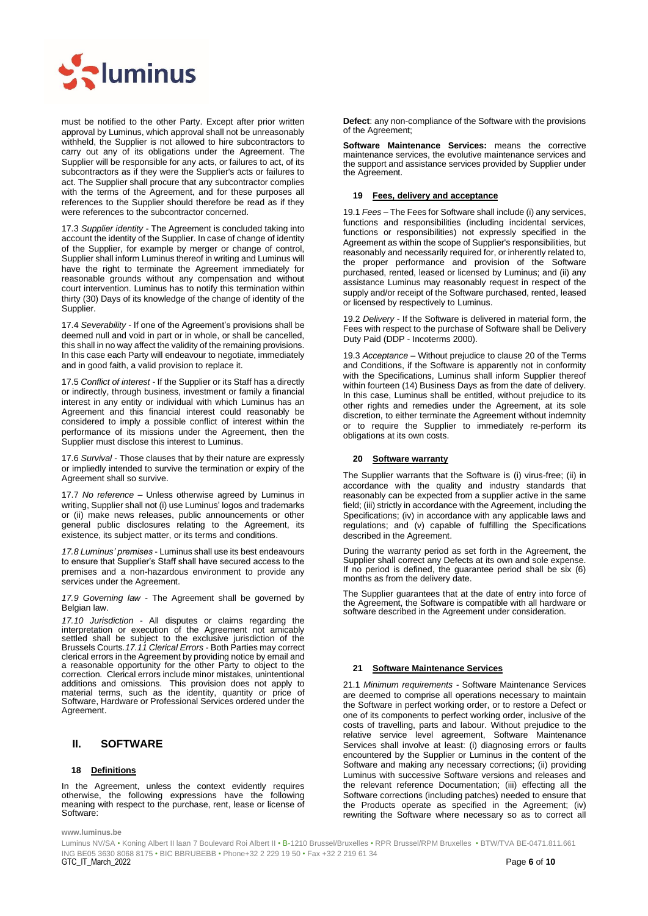must be notified to the other Party. Except after prior written approval by Luminus, which approval shall not be unreasonably withheld, the Supplier is not allowed to hire subcontractors to carry out any of its obligations under the Agreement. The Supplier will be responsible for any acts, or failures to act, of its subcontractors as if they were the Supplier's acts or failures to act. The Supplier shall procure that any subcontractor complies with the terms of the Agreement, and for these purposes all references to the Supplier should therefore be read as if they were references to the subcontractor concerned.

17.3 *Supplier identity* - The Agreement is concluded taking into account the identity of the Supplier. In case of change of identity of the Supplier, for example by merger or change of control, Supplier shall inform Luminus thereof in writing and Luminus will have the right to terminate the Agreement immediately for reasonable grounds without any compensation and without court intervention. Luminus has to notify this termination within thirty (30) Days of its knowledge of the change of identity of the Supplier.

17.4 *Severability* - If one of the Agreement's provisions shall be deemed null and void in part or in whole, or shall be cancelled, this shall in no way affect the validity of the remaining provisions. In this case each Party will endeavour to negotiate, immediately and in good faith, a valid provision to replace it.

17.5 *Conflict of interest* - If the Supplier or its Staff has a directly or indirectly, through business, investment or family a financial interest in any entity or individual with which Luminus has an Agreement and this financial interest could reasonably be considered to imply a possible conflict of interest within the performance of its missions under the Agreement, then the Supplier must disclose this interest to Luminus.

17.6 *Survival* - Those clauses that by their nature are expressly or impliedly intended to survive the termination or expiry of the Agreement shall so survive.

17.7 *No reference* – Unless otherwise agreed by Luminus in writing, Supplier shall not (i) use Luminus' logos and trademarks or (ii) make news releases, public announcements or other general public disclosures relating to the Agreement, its existence, its subject matter, or its terms and conditions.

*17.8 Luminus' premises* - Luminus shall use its best endeavours to ensure that Supplier's Staff shall have secured access to the premises and a non-hazardous environment to provide any services under the Agreement.

*17.9 Governing law* - The Agreement shall be governed by Belgian law.

*17.10 Jurisdiction* - All disputes or claims regarding the interpretation or execution of the Agreement not amicably settled shall be subject to the exclusive jurisdiction of the Brussels Courts.*17.11 Clerical Errors* - Both Parties may correct clerical errors in the Agreement by providing notice by email and a reasonable opportunity for the other Party to object to the correction. Clerical errors include minor mistakes, unintentional additions and omissions. This provision does not apply to material terms, such as the identity, quantity or price of Software, Hardware or Professional Services ordered under the Agreement.

## II. SOFTWARE

### 18 Definitions

In the Agreement, unless the context evidently requires otherwise, the following expressions have the following meaning with respect to the purchase, rent, lease or license of Software:

**Defect**: any non-compliance of the Software with the provisions of the Agreement;

**Software Maintenance Services:** means the corrective maintenance services, the evolutive maintenance services and the support and assistance services provided by Supplier under the Agreement.

### 19 Fees, delivery and acceptance

19.1 *Fees* – The Fees for Software shall include (i) any services, functions and responsibilities (including incidental services, functions or responsibilities) not expressly specified in the Agreement as within the scope of Supplier's responsibilities, but reasonably and necessarily required for, or inherently related to, the proper performance and provision of the Software purchased, rented, leased or licensed by Luminus; and (ii) any assistance Luminus may reasonably request in respect of the supply and/or receipt of the Software purchased, rented, leased or licensed by respectively to Luminus.

19.2 *Delivery* - If the Software is delivered in material form, the Fees with respect to the purchase of Software shall be Delivery Duty Paid (DDP - Incoterms 2000).

19.3 *Acceptance* – Without prejudice to clause 20 of the Terms and Conditions, if the Software is apparently not in conformity with the Specifications, Luminus shall inform Supplier thereof within fourteen (14) Business Days as from the date of delivery. In this case, Luminus shall be entitled, without prejudice to its other rights and remedies under the Agreement, at its sole discretion, to either terminate the Agreement without indemnity or to require the Supplier to immediately re-perform its obligations at its own costs.

### 20 Software warranty

The Supplier warrants that the Software is (i) virus-free; (ii) in accordance with the quality and industry standards that reasonably can be expected from a supplier active in the same field; (iii) strictly in accordance with the Agreement, including the Specifications; (iv) in accordance with any applicable laws and regulations; and (v) capable of fulfilling the Specifications described in the Agreement.

During the warranty period as set forth in the Agreement, the Supplier shall correct any Defects at its own and sole expense. If no period is defined, the guarantee period shall be six (6) months as from the delivery date.

The Supplier guarantees that at the date of entry into force of the Agreement, the Software is compatible with all hardware or software described in the Agreement under consideration.

### 21 Software Maintenance Services

21.1 *Minimum requirements* - Software Maintenance Services are deemed to comprise all operations necessary to maintain the Software in perfect working order, or to restore a Defect or one of its components to perfect working order, inclusive of the costs of travelling, parts and labour. Without prejudice to the relative service level agreement, Software Maintenance Services shall involve at least: (i) diagnosing errors or faults encountered by the Supplier or Luminus in the content of the Software and making any necessary corrections; (ii) providing Luminus with successive Software versions and releases and the relevant reference Documentation; (iii) effecting all the Software corrections (including patches) needed to ensure that the Products operate as specified in the Agreement; (iv) rewriting the Software where necessary so as to correct all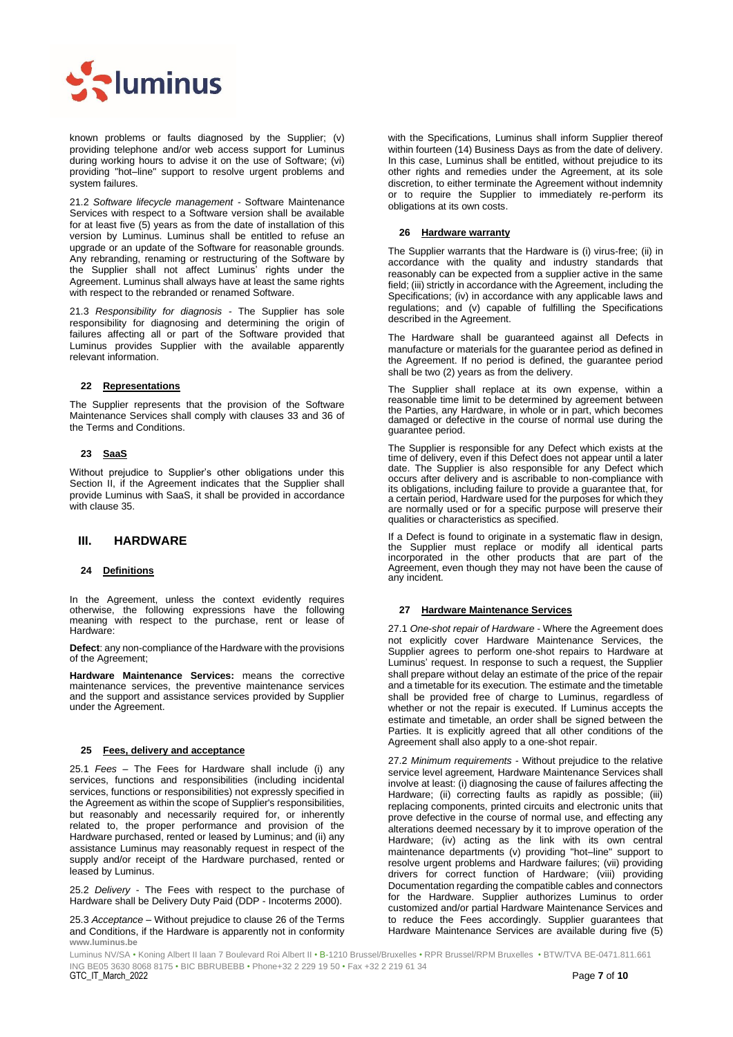known problems or faults diagnosed by the Supplier; (v) providing telephone and/or web access support for Luminus during working hours to advise it on the use of Software; (vi) providing "hot–line" support to resolve urgent problems and system failures.

21.2 *Software lifecycle management* - Software Maintenance Services with respect to a Software version shall be available for at least five (5) years as from the date of installation of this version by Luminus. Luminus shall be entitled to refuse an upgrade or an update of the Software for reasonable grounds. Any rebranding, renaming or restructuring of the Software by the Supplier shall not affect Luminus' rights under the Agreement. Luminus shall always have at least the same rights with respect to the rebranded or renamed Software.

21.3 *Responsibility for diagnosis* - The Supplier has sole responsibility for diagnosing and determining the origin of failures affecting all or part of the Software provided that Luminus provides Supplier with the available apparently relevant information.

### 22 Representations

The Supplier represents that the provision of the Software Maintenance Services shall comply with clauses 33 and 36 of the Terms and Conditions.

### 23 SaaS

Without prejudice to Supplier's other obligations under this Section II, if the Agreement indicates that the Supplier shall provide Luminus with SaaS, it shall be provided in accordance with clause 35.

## III. HARDWARE

### 24 Definitions

In the Agreement, unless the context evidently requires otherwise, the following expressions have the following meaning with respect to the purchase, rent or lease of Hardware:

**Defect**: any non-compliance of the Hardware with the provisions of the Agreement;

**Hardware Maintenance Services:** means the corrective maintenance services, the preventive maintenance services and the support and assistance services provided by Supplier under the Agreement.

### 25 Fees, delivery and acceptance

25.1 *Fees* – The Fees for Hardware shall include (i) any services, functions and responsibilities (including incidental services, functions or responsibilities) not expressly specified in the Agreement as within the scope of Supplier's responsibilities, but reasonably and necessarily required for, or inherently related to, the proper performance and provision of the Hardware purchased, rented or leased by Luminus; and (ii) any assistance Luminus may reasonably request in respect of the supply and/or receipt of the Hardware purchased, rented or leased by Luminus.

25.2 *Delivery* - The Fees with respect to the purchase of Hardware shall be Delivery Duty Paid (DDP - Incoterms 2000).

25.3 *Acceptance* – Without prejudice to clause 26 of the Terms and Conditions, if the Hardware is apparently not in conformity with the Specifications, Luminus shall inform Supplier thereof within fourteen (14) Business Days as from the date of delivery. In this case, Luminus shall be entitled, without prejudice to its other rights and remedies under the Agreement, at its sole discretion, to either terminate the Agreement without indemnity or to require the Supplier to immediately re-perform its obligations at its own costs.

### 26 Hardware warranty

The Supplier warrants that the Hardware is (i) virus-free; (ii) in accordance with the quality and industry standards that reasonably can be expected from a supplier active in the same field; (iii) strictly in accordance with the Agreement, including the Specifications; (iv) in accordance with any applicable laws and regulations; and (v) capable of fulfilling the Specifications described in the Agreement.

The Hardware shall be guaranteed against all Defects in manufacture or materials for the guarantee period as defined in the Agreement. If no period is defined, the guarantee period shall be two (2) years as from the delivery.

The Supplier shall replace at its own expense, within a reasonable time limit to be determined by agreement between the Parties, any Hardware, in whole or in part, which becomes damaged or defective in the course of normal use during the guarantee period.

The Supplier is responsible for any Defect which exists at the time of delivery, even if this Defect does not appear until a later date. The Supplier is also responsible for any Defect which occurs after delivery and is ascribable to non-compliance with its obligations, including failure to provide a guarantee that, for a certain period, Hardware used for the purposes for which they are normally used or for a specific purpose will preserve their qualities or characteristics as specified.

If a Defect is found to originate in a systematic flaw in design, the Supplier must replace or modify all identical parts incorporated in the other products that are part of the Agreement, even though they may not have been the cause of any incident.

### 27 Hardware Maintenance Services

27.1 *One-shot repair of Hardware* - Where the Agreement does not explicitly cover Hardware Maintenance Services, the Supplier agrees to perform one-shot repairs to Hardware at Luminus' request. In response to such a request, the Supplier shall prepare without delay an estimate of the price of the repair and a timetable for its execution. The estimate and the timetable shall be provided free of charge to Luminus, regardless of whether or not the repair is executed. If Luminus accepts the estimate and timetable, an order shall be signed between the Parties. It is explicitly agreed that all other conditions of the Agreement shall also apply to a one-shot repair.

27.2 *Minimum requirements* - Without prejudice to the relative service level agreement, Hardware Maintenance Services shall involve at least: (i) diagnosing the cause of failures affecting the Hardware; (ii) correcting faults as rapidly as possible; (iii) replacing components, printed circuits and electronic units that prove defective in the course of normal use, and effecting any alterations deemed necessary by it to improve operation of the Hardware; (iv) acting as the link with its own central maintenance departments (v) providing "hot–line" support to resolve urgent problems and Hardware failures; (vii) providing drivers for correct function of Hardware; (viii) providing Documentation regarding the compatible cables and connectors for the Hardware. Supplier authorizes Luminus to order customized and/or partial Hardware Maintenance Services and to reduce the Fees accordingly. Supplier guarantees that Hardware Maintenance Services are available during five (5)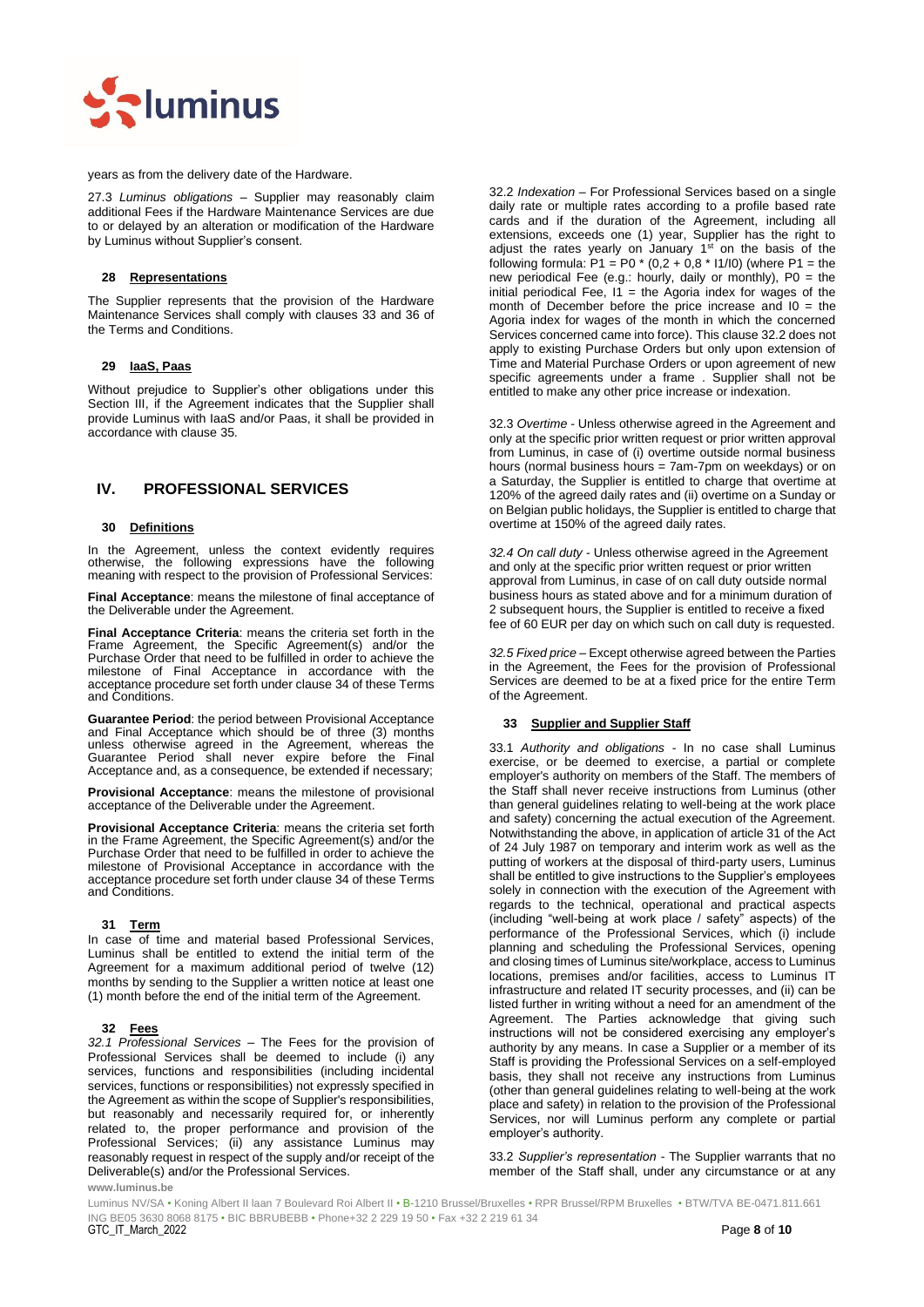years as from the delivery date of the Hardware.

27.3 *Luminus obligations* – Supplier may reasonably claim additional Fees if the Hardware Maintenance Services are due to or delayed by an alteration or modification of the Hardware by Luminus without Supplier's consent.

### 28 Representations

The Supplier represents that the provision of the Hardware Maintenance Services shall comply with clauses 33 and 36 of the Terms and Conditions.

### 29 IaaS, Paas

Without prejudice to Supplier's other obligations under this Section III, if the Agreement indicates that the Supplier shall provide Luminus with IaaS and/or Paas, it shall be provided in accordance with clause 35.

## IV. PROFESSIONAL SERVICES

### 30 Definitions

In the Agreement, unless the context evidently requires otherwise, the following expressions have the following meaning with respect to the provision of Professional Services:

**Final Acceptance**: means the milestone of final acceptance of the Deliverable under the Agreement.

**Final Acceptance Criteria**: means the criteria set forth in the Frame Agreement, the Specific Agreement(s) and/or the Purchase Order that need to be fulfilled in order to achieve the milestone of Final Acceptance in accordance with the acceptance procedure set forth under clause 34 of these Terms and Conditions.

**Guarantee Period**: the period between Provisional Acceptance and Final Acceptance which should be of three (3) months unless otherwise agreed in the Agreement, whereas the Guarantee Period shall never expire before the Final Acceptance and, as a consequence, be extended if necessary;

**Provisional Acceptance**: means the milestone of provisional acceptance of the Deliverable under the Agreement.

**Provisional Acceptance Criteria**: means the criteria set forth in the Frame Agreement, the Specific Agreement(s) and/or the Purchase Order that need to be fulfilled in order to achieve the milestone of Provisional Acceptance in accordance with the acceptance procedure set forth under clause 34 of these Terms and Conditions.

### 31 Term

In case of time and material based Professional Services, Luminus shall be entitled to extend the initial term of the Agreement for a maximum additional period of twelve (12) months by sending to the Supplier a written notice at least one (1) month before the end of the initial term of the Agreement.

### 32 Fees

*32.1 Professional Services* – The Fees for the provision of Professional Services shall be deemed to include (i) any services, functions and responsibilities (including incidental services, functions or responsibilities) not expressly specified in the Agreement as within the scope of Supplier's responsibilities, but reasonably and necessarily required for, or inherently related to, the proper performance and provision of the Professional Services; (ii) any assistance Luminus may reasonably request in respect of the supply and/or receipt of the Deliverable(s) and/or the Professional Services.

32.2 *Indexation* – For Professional Services based on a single daily rate or multiple rates according to a profile based rate cards and if the duration of the Agreement, including all extensions, exceeds one (1) year, Supplier has the right to adjust the rates yearly on January 1st on the basis of the following formula: $P1 = P0 * (0,2 + 0,8 * I1/I0)$ (where P1 = the new periodical Fee (e.g.: hourly, daily or monthly), P0 = the initial periodical Fee, I1 = the Agoria index for wages of the month of December before the price increase and I0 = the Agoria index for wages of the month in which the concerned Services concerned came into force). This clause 32.2 does not apply to existing Purchase Orders but only upon extension of Time and Material Purchase Orders or upon agreement of new specific agreements under a frame . Supplier shall not be entitled to make any other price increase or indexation.

32.3 *Overtime* - Unless otherwise agreed in the Agreement and only at the specific prior written request or prior written approval from Luminus, in case of (i) overtime outside normal business hours (normal business hours = 7am-7pm on weekdays) or on a Saturday, the Supplier is entitled to charge that overtime at 120% of the agreed daily rates and (ii) overtime on a Sunday or on Belgian public holidays, the Supplier is entitled to charge that overtime at 150% of the agreed daily rates.

*32.4 On call duty* - Unless otherwise agreed in the Agreement and only at the specific prior written request or prior written approval from Luminus, in case of on call duty outside normal business hours as stated above and for a minimum duration of 2 subsequent hours, the Supplier is entitled to receive a fixed fee of 60 EUR per day on which such on call duty is requested.

*32.5 Fixed price* – Except otherwise agreed between the Parties in the Agreement, the Fees for the provision of Professional Services are deemed to be at a fixed price for the entire Term of the Agreement.

### 33 Supplier and Supplier Staff

33.1 *Authority and obligations* - In no case shall Luminus exercise, or be deemed to exercise, a partial or complete employer's authority on members of the Staff. The members of the Staff shall never receive instructions from Luminus (other than general guidelines relating to well-being at the work place and safety) concerning the actual execution of the Agreement. Notwithstanding the above, in application of article 31 of the Act of 24 July 1987 on temporary and interim work as well as the putting of workers at the disposal of third-party users, Luminus shall be entitled to give instructions to the Supplier's employees solely in connection with the execution of the Agreement with regards to the technical, operational and practical aspects (including "well-being at work place / safety" aspects) of the performance of the Professional Services, which (i) include planning and scheduling the Professional Services, opening and closing times of Luminus site/workplace, access to Luminus locations, premises and/or facilities, access to Luminus IT infrastructure and related IT security processes, and (ii) can be listed further in writing without a need for an amendment of the Agreement. The Parties acknowledge that giving such instructions will not be considered exercising any employer's authority by any means. In case a Supplier or a member of its Staff is providing the Professional Services on a self-employed basis, they shall not receive any instructions from Luminus (other than general guidelines relating to well-being at the work place and safety) in relation to the provision of the Professional Services, nor will Luminus perform any complete or partial employer's authority.

33.2 *Supplier's representation* - The Supplier warrants that no member of the Staff shall, under any circumstance or at any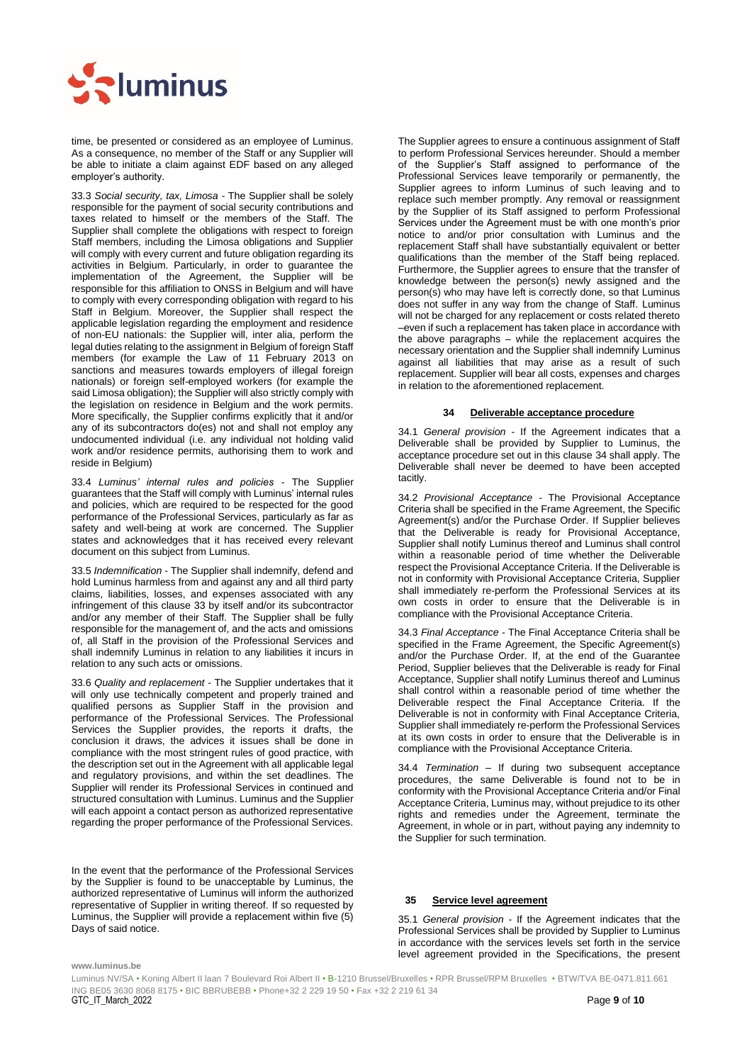time, be presented or considered as an employee of Luminus. As a consequence, no member of the Staff or any Supplier will be able to initiate a claim against EDF based on any alleged employer's authority.

33.3 *Social security, tax, Limosa* - The Supplier shall be solely responsible for the payment of social security contributions and taxes related to himself or the members of the Staff. The Supplier shall complete the obligations with respect to foreign Staff members, including the Limosa obligations and Supplier will comply with every current and future obligation regarding its activities in Belgium. Particularly, in order to guarantee the implementation of the Agreement, the Supplier will be responsible for this affiliation to ONSS in Belgium and will have to comply with every corresponding obligation with regard to his Staff in Belgium. Moreover, the Supplier shall respect the applicable legislation regarding the employment and residence of non-EU nationals: the Supplier will, inter alia, perform the legal duties relating to the assignment in Belgium of foreign Staff members (for example the Law of 11 February 2013 on sanctions and measures towards employers of illegal foreign nationals) or foreign self-employed workers (for example the said Limosa obligation); the Supplier will also strictly comply with the legislation on residence in Belgium and the work permits. More specifically, the Supplier confirms explicitly that it and/or any of its subcontractors do(es) not and shall not employ any undocumented individual (i.e. any individual not holding valid work and/or residence permits, authorising them to work and reside in Belgium)

33.4 *Luminus' internal rules and policies* - The Supplier guarantees that the Staff will comply with Luminus' internal rules and policies, which are required to be respected for the good performance of the Professional Services, particularly as far as safety and well-being at work are concerned. The Supplier states and acknowledges that it has received every relevant document on this subject from Luminus.

33.5 *Indemnification* - The Supplier shall indemnify, defend and hold Luminus harmless from and against any and all third party claims, liabilities, losses, and expenses associated with any infringement of this clause 33 by itself and/or its subcontractor and/or any member of their Staff. The Supplier shall be fully responsible for the management of, and the acts and omissions of, all Staff in the provision of the Professional Services and shall indemnify Luminus in relation to any liabilities it incurs in relation to any such acts or omissions.

33.6 *Quality and replacement* - The Supplier undertakes that it will only use technically competent and properly trained and qualified persons as Supplier Staff in the provision and performance of the Professional Services. The Professional Services the Supplier provides, the reports it drafts, the conclusion it draws, the advices it issues shall be done in compliance with the most stringent rules of good practice, with the description set out in the Agreement with all applicable legal and regulatory provisions, and within the set deadlines. The Supplier will render its Professional Services in continued and structured consultation with Luminus. Luminus and the Supplier will each appoint a contact person as authorized representative regarding the proper performance of the Professional Services.

In the event that the performance of the Professional Services by the Supplier is found to be unacceptable by Luminus, the authorized representative of Luminus will inform the authorized representative of Supplier in writing thereof. If so requested by Luminus, the Supplier will provide a replacement within five (5) Days of said notice.

The Supplier agrees to ensure a continuous assignment of Staff to perform Professional Services hereunder. Should a member of the Supplier's Staff assigned to performance of the Professional Services leave temporarily or permanently, the Supplier agrees to inform Luminus of such leaving and to replace such member promptly. Any removal or reassignment by the Supplier of its Staff assigned to perform Professional Services under the Agreement must be with one month's prior notice to and/or prior consultation with Luminus and the replacement Staff shall have substantially equivalent or better qualifications than the member of the Staff being replaced. Furthermore, the Supplier agrees to ensure that the transfer of knowledge between the person(s) newly assigned and the person(s) who may have left is correctly done, so that Luminus does not suffer in any way from the change of Staff. Luminus will not be charged for any replacement or costs related thereto –even if such a replacement has taken place in accordance with the above paragraphs – while the replacement acquires the necessary orientation and the Supplier shall indemnify Luminus against all liabilities that may arise as a result of such replacement. Supplier will bear all costs, expenses and charges in relation to the aforementioned replacement.

## 34 Deliverable acceptance procedure

34.1 *General provision* - If the Agreement indicates that a Deliverable shall be provided by Supplier to Luminus, the acceptance procedure set out in this clause 34 shall apply. The Deliverable shall never be deemed to have been accepted tacitly.

34.2 *Provisional Acceptance* - The Provisional Acceptance Criteria shall be specified in the Frame Agreement, the Specific Agreement(s) and/or the Purchase Order. If Supplier believes that the Deliverable is ready for Provisional Acceptance, Supplier shall notify Luminus thereof and Luminus shall control within a reasonable period of time whether the Deliverable respect the Provisional Acceptance Criteria. If the Deliverable is not in conformity with Provisional Acceptance Criteria, Supplier shall immediately re-perform the Professional Services at its own costs in order to ensure that the Deliverable is in compliance with the Provisional Acceptance Criteria.

34.3 *Final Acceptance* - The Final Acceptance Criteria shall be specified in the Frame Agreement, the Specific Agreement(s) and/or the Purchase Order. If, at the end of the Guarantee Period, Supplier believes that the Deliverable is ready for Final Acceptance, Supplier shall notify Luminus thereof and Luminus shall control within a reasonable period of time whether the Deliverable respect the Final Acceptance Criteria. If the Deliverable is not in conformity with Final Acceptance Criteria, Supplier shall immediately re-perform the Professional Services at its own costs in order to ensure that the Deliverable is in compliance with the Provisional Acceptance Criteria.

34.4 *Termination* – If during two subsequent acceptance procedures, the same Deliverable is found not to be in conformity with the Provisional Acceptance Criteria and/or Final Acceptance Criteria, Luminus may, without prejudice to its other rights and remedies under the Agreement, terminate the Agreement, in whole or in part, without paying any indemnity to the Supplier for such termination.

## 35 Service level agreement

35.1 *General provision* - If the Agreement indicates that the Professional Services shall be provided by Supplier to Luminus in accordance with the services levels set forth in the service level agreement provided in the Specifications, the present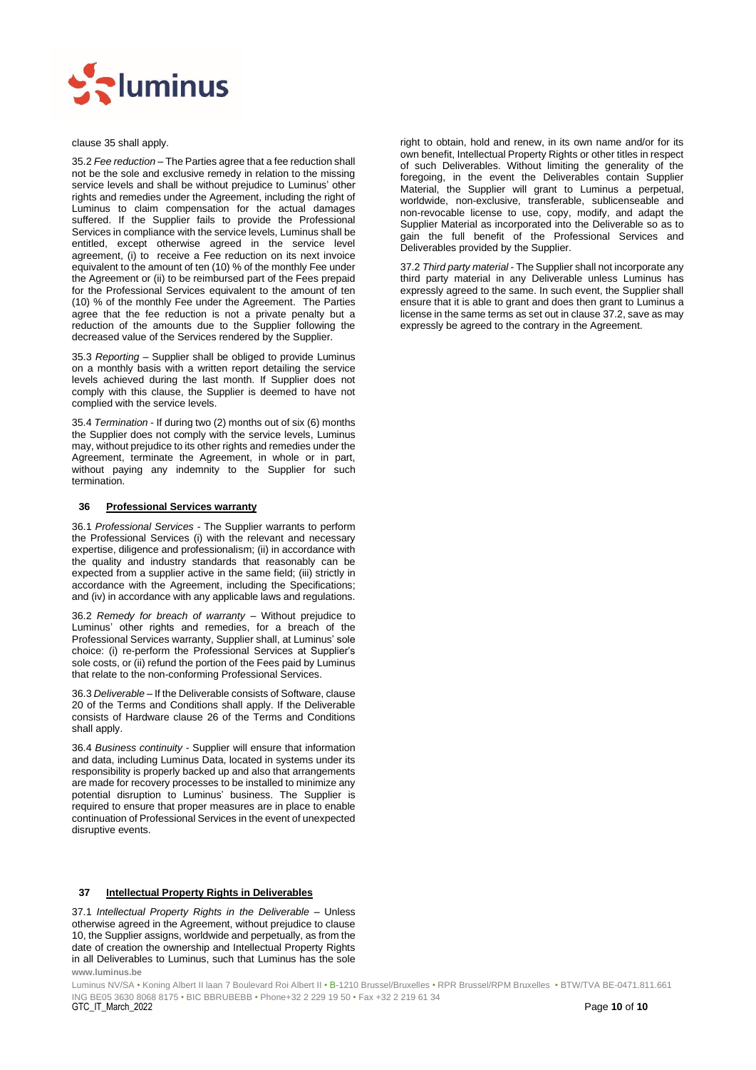clause 35 shall apply.

35.2 *Fee reduction* – The Parties agree that a fee reduction shall not be the sole and exclusive remedy in relation to the missing service levels and shall be without prejudice to Luminus' other rights and remedies under the Agreement, including the right of Luminus to claim compensation for the actual damages suffered. If the Supplier fails to provide the Professional Services in compliance with the service levels, Luminus shall be entitled, except otherwise agreed in the service level agreement, (i) to receive a Fee reduction on its next invoice equivalent to the amount of ten (10) % of the monthly Fee under the Agreement or (ii) to be reimbursed part of the Fees prepaid for the Professional Services equivalent to the amount of ten (10) % of the monthly Fee under the Agreement. The Parties agree that the fee reduction is not a private penalty but a reduction of the amounts due to the Supplier following the decreased value of the Services rendered by the Supplier.

35.3 *Reporting* – Supplier shall be obliged to provide Luminus on a monthly basis with a written report detailing the service levels achieved during the last month. If Supplier does not comply with this clause, the Supplier is deemed to have not complied with the service levels.

35.4 *Termination* - If during two (2) months out of six (6) months the Supplier does not comply with the service levels, Luminus may, without prejudice to its other rights and remedies under the Agreement, terminate the Agreement, in whole or in part, without paying any indemnity to the Supplier for such termination.

## 36 Professional Services warranty

36.1 *Professional Services* - The Supplier warrants to perform the Professional Services (i) with the relevant and necessary expertise, diligence and professionalism; (ii) in accordance with the quality and industry standards that reasonably can be expected from a supplier active in the same field; (iii) strictly in accordance with the Agreement, including the Specifications; and (iv) in accordance with any applicable laws and regulations.

36.2 *Remedy for breach of warranty* – Without prejudice to Luminus' other rights and remedies, for a breach of the Professional Services warranty, Supplier shall, at Luminus' sole choice: (i) re-perform the Professional Services at Supplier's sole costs, or (ii) refund the portion of the Fees paid by Luminus that relate to the non-conforming Professional Services.

36.3 *Deliverable* – If the Deliverable consists of Software, clause 20 of the Terms and Conditions shall apply. If the Deliverable consists of Hardware clause 26 of the Terms and Conditions shall apply.

36.4 *Business continuity* - Supplier will ensure that information and data, including Luminus Data, located in systems under its responsibility is properly backed up and also that arrangements are made for recovery processes to be installed to minimize any potential disruption to Luminus' business. The Supplier is required to ensure that proper measures are in place to enable continuation of Professional Services in the event of unexpected disruptive events.

## 37 Intellectual Property Rights in Deliverables

37.1 *Intellectual Property Rights in the Deliverable* – Unless otherwise agreed in the Agreement, without prejudice to clause 10, the Supplier assigns, worldwide and perpetually, as from the date of creation the ownership and Intellectual Property Rights in all Deliverables to Luminus, such that Luminus has the sole right to obtain, hold and renew, in its own name and/or for its own benefit, Intellectual Property Rights or other titles in respect of such Deliverables. Without limiting the generality of the foregoing, in the event the Deliverables contain Supplier Material, the Supplier will grant to Luminus a perpetual, worldwide, non-exclusive, transferable, sublicenseable and non-revocable license to use, copy, modify, and adapt the Supplier Material as incorporated into the Deliverable so as to gain the full benefit of the Professional Services and Deliverables provided by the Supplier.

37.2 *Third party material* - The Supplier shall not incorporate any third party material in any Deliverable unless Luminus has expressly agreed to the same. In such event, the Supplier shall ensure that it is able to grant and does then grant to Luminus a license in the same terms as set out in clause 37.2, save as may expressly be agreed to the contrary in the Agreement.